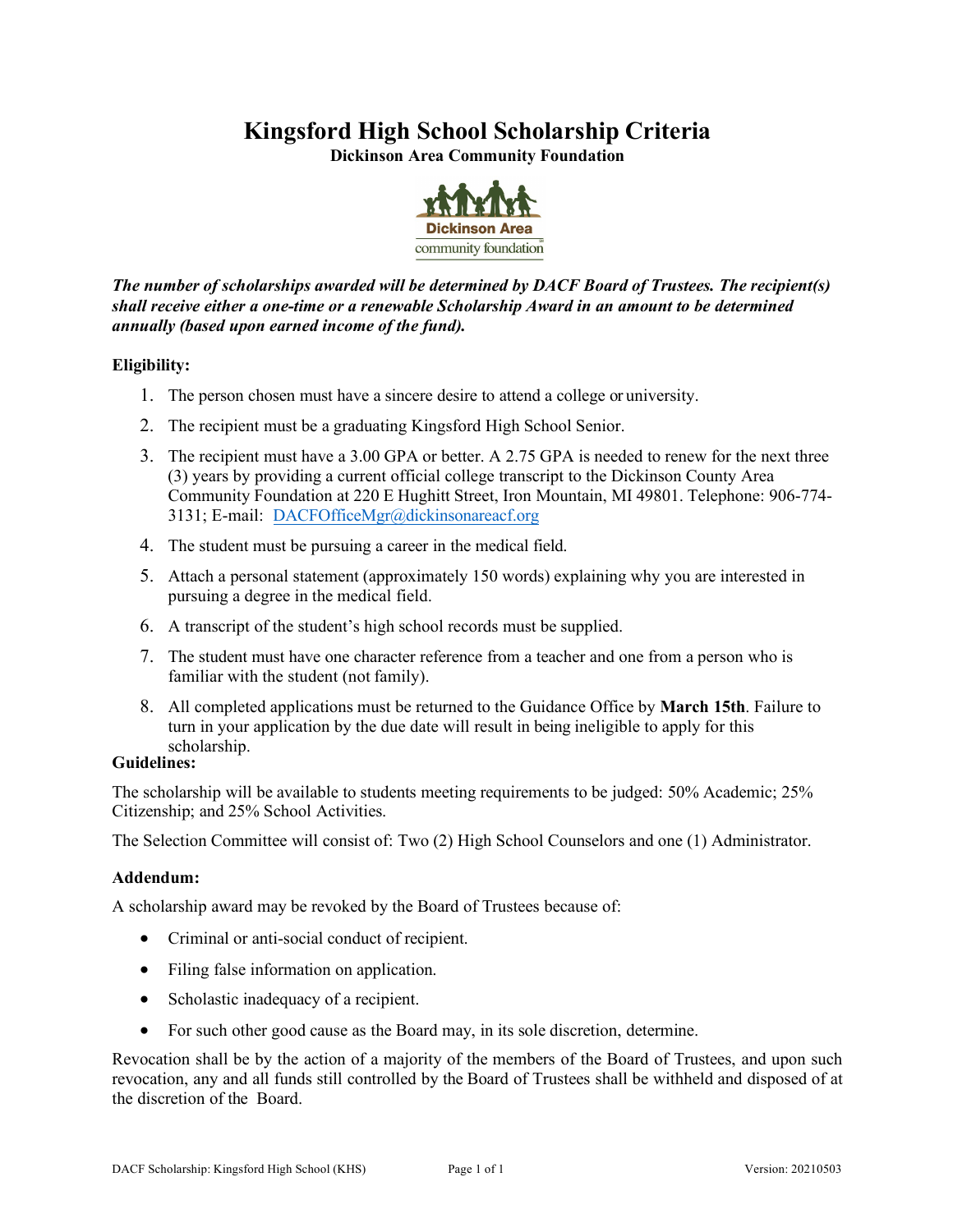# Kingsford High School Scholarship Criteria

**Dickinson Area Community Foundation**

***The number of scholarships awarded will be determined by DACF Board of Trustees. The recipient(s) shall receive either a one-time or a renewable Scholarship Award in an amount to be determined annually (based upon earned income of the fund).***

**Eligibility:**

1. The person chosen must have a sincere desire to attend a college or university.
2. The recipient must be a graduating Kingsford High School Senior.
3. The recipient must have a 3.00 GPA or better. A 2.75 GPA is needed to renew for the next three (3) years by providing a current official college transcript to the Dickinson County Area Community Foundation at 220 E Hughitt Street, Iron Mountain, MI 49801. Telephone: 906-774-3131; E-mail: DACFOfficeMgr@dickinsonareacf.org
4. The student must be pursuing a career in the medical field.
5. Attach a personal statement (approximately 150 words) explaining why you are interested in pursuing a degree in the medical field.
6. A transcript of the student's high school records must be supplied.
7. The student must have one character reference from a teacher and one from a person who is familiar with the student (not family).
8. All completed applications must be returned to the Guidance Office by **March 15th**. Failure to turn in your application by the due date will result in being ineligible to apply for this scholarship.

**Guidelines:**

The scholarship will be available to students meeting requirements to be judged: 50% Academic; 25% Citizenship; and 25% School Activities.

The Selection Committee will consist of: Two (2) High School Counselors and one (1) Administrator.

**Addendum:**

A scholarship award may be revoked by the Board of Trustees because of:

- Criminal or anti-social conduct of recipient.
- Filing false information on application.
- Scholastic inadequacy of a recipient.
- For such other good cause as the Board may, in its sole discretion, determine.

Revocation shall be by the action of a majority of the members of the Board of Trustees, and upon such revocation, any and all funds still controlled by the Board of Trustees shall be withheld and disposed of at the discretion of the Board.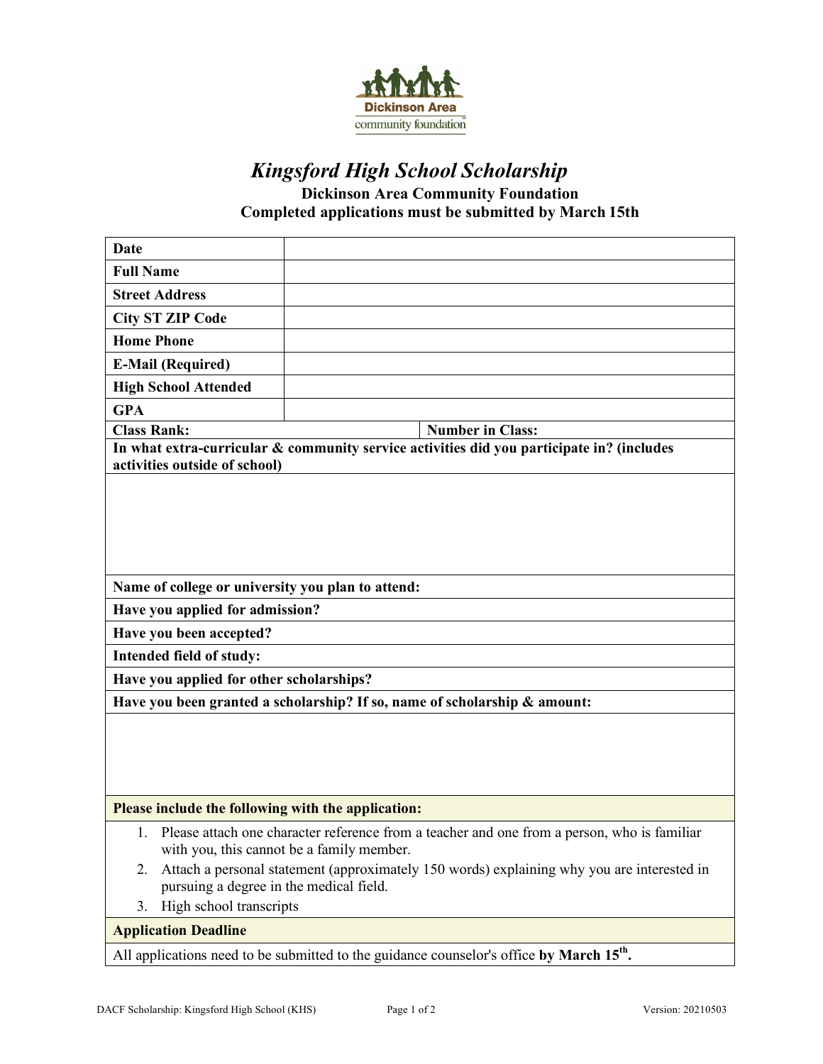Dickinson Area community foundation

# *Kingsford High School Scholarship*

**Dickinson Area Community Foundation**

**Completed applications must be submitted by March 15th**

| **Date** | |
|---|---|
| **Full Name** | |
| **Street Address** | |
| **City ST ZIP Code** | |
| **Home Phone** | |
| **E-Mail (Required)** | |
| **High School Attended** | |
| **GPA** | |
| **Class Rank:** | **Number in Class:** |

**In what extra-curricular & community service activities did you participate in? (includes activities outside of school)**

**Name of college or university you plan to attend:**

**Have you applied for admission?**

**Have you been accepted?**

**Intended field of study:**

**Have you applied for other scholarships?**

**Have you been granted a scholarship? If so, name of scholarship & amount:**

**Please include the following with the application:**

1. Please attach one character reference from a teacher and one from a person, who is familiar with you, this cannot be a family member.
2. Attach a personal statement (approximately 150 words) explaining why you are interested in pursuing a degree in the medical field.
3. High school transcripts

**Application Deadline**

All applications need to be submitted to the guidance counselor's office **by March 15th.**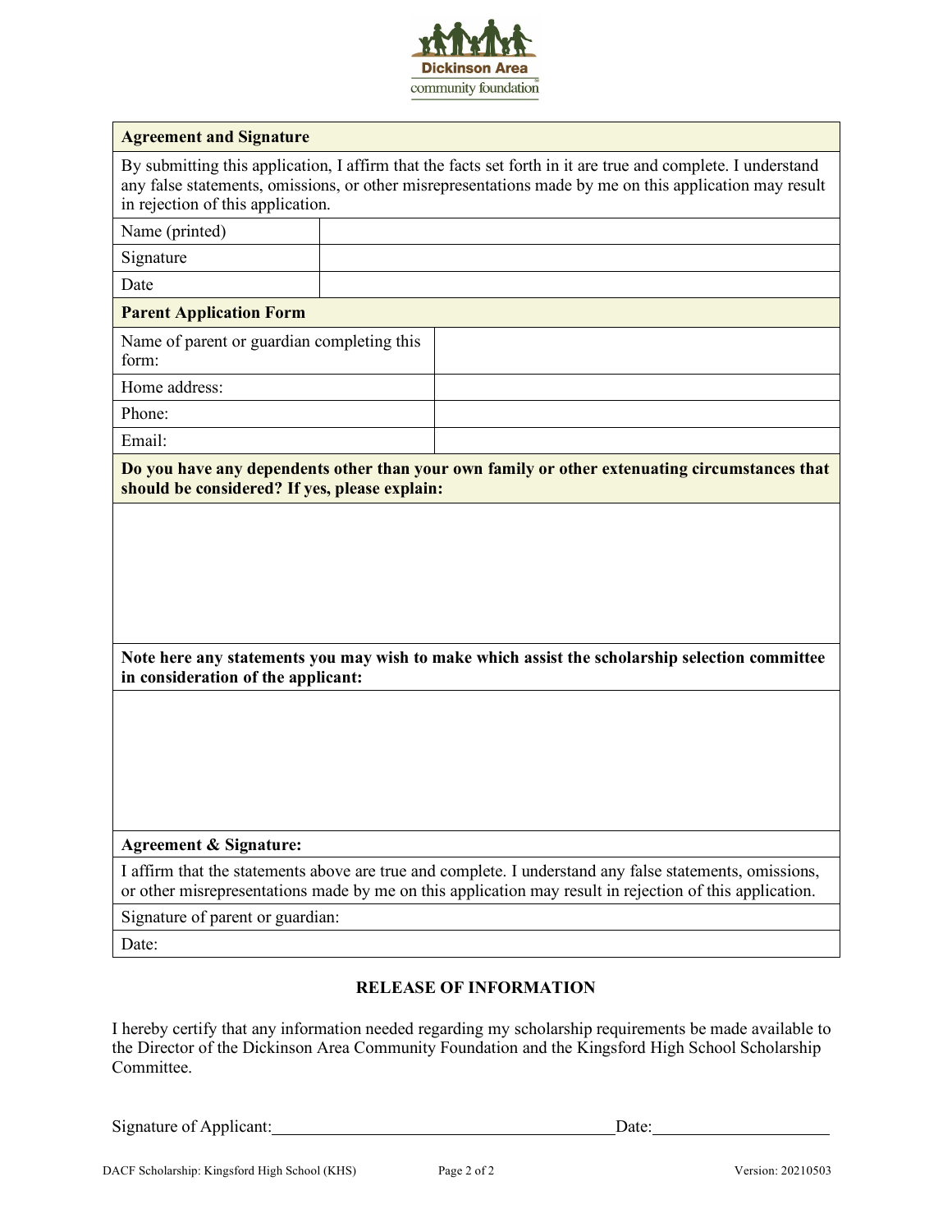Dickinson Area community foundation

| Agreement and Signature | |
|---|---|
| By submitting this application, I affirm that the facts set forth in it are true and complete. I understand any false statements, omissions, or other misrepresentations made by me on this application may result in rejection of this application. | |
| Name (printed) | |
| Signature | |
| Date | |

| Parent Application Form | |
|---|---|
| Name of parent or guardian completing this form: | |
| Home address: | |
| Phone: | |
| Email: | |

**Do you have any dependents other than your own family or other extenuating circumstances that should be considered? If yes, please explain:**

**Note here any statements you may wish to make which assist the scholarship selection committee in consideration of the applicant:**

**Agreement & Signature:**

I affirm that the statements above are true and complete. I understand any false statements, omissions, or other misrepresentations made by me on this application may result in rejection of this application.

Signature of parent or guardian:

Date:

## RELEASE OF INFORMATION

I hereby certify that any information needed regarding my scholarship requirements be made available to the Director of the Dickinson Area Community Foundation and the Kingsford High School Scholarship Committee.

Signature of Applicant:______________________________ Date:________________